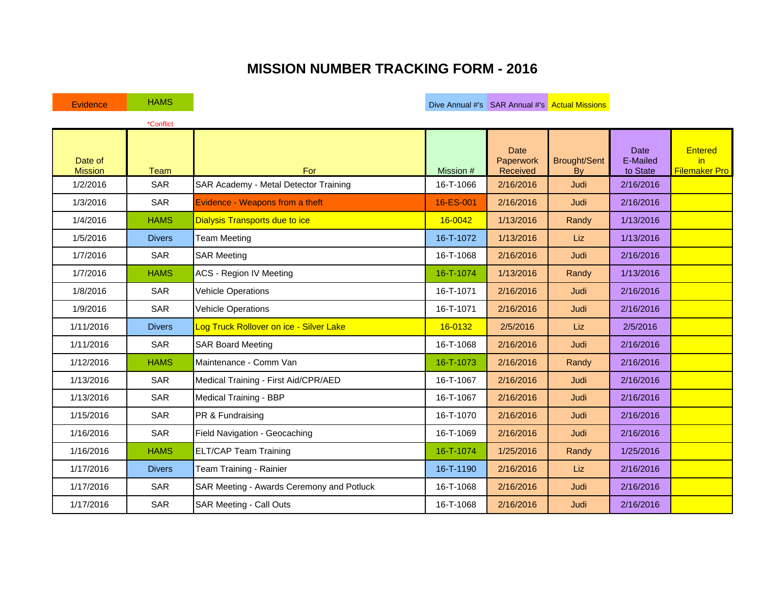# MISSION NUMBER TRACKING FORM - 2016

Evidence | HAMS | Dive Annual #'s | SAR Annual #'s | Actual Missions

*Conflict

| Date of Mission | Team | For | Mission # | Date Paperwork Received | Brought/Sent By | Date E-Mailed to State | Entered in Filemaker Pro |
|---|---|---|---|---|---|---|---|
| 1/2/2016 | SAR | SAR Academy - Metal Detector Training | 16-T-1066 | 2/16/2016 | Judi | 2/16/2016 | |
| 1/3/2016 | SAR | Evidence - Weapons from a theft | 16-ES-001 | 2/16/2016 | Judi | 2/16/2016 | |
| 1/4/2016 | HAMS | Dialysis Transports due to ice | 16-0042 | 1/13/2016 | Randy | 1/13/2016 | |
| 1/5/2016 | Divers | Team Meeting | 16-T-1072 | 1/13/2016 | Liz | 1/13/2016 | |
| 1/7/2016 | SAR | SAR Meeting | 16-T-1068 | 2/16/2016 | Judi | 2/16/2016 | |
| 1/7/2016 | HAMS | ACS - Region IV Meeting | 16-T-1074 | 1/13/2016 | Randy | 1/13/2016 | |
| 1/8/2016 | SAR | Vehicle Operations | 16-T-1071 | 2/16/2016 | Judi | 2/16/2016 | |
| 1/9/2016 | SAR | Vehicle Operations | 16-T-1071 | 2/16/2016 | Judi | 2/16/2016 | |
| 1/11/2016 | Divers | Log Truck Rollover on ice - Silver Lake | 16-0132 | 2/5/2016 | Liz | 2/5/2016 | |
| 1/11/2016 | SAR | SAR Board Meeting | 16-T-1068 | 2/16/2016 | Judi | 2/16/2016 | |
| 1/12/2016 | HAMS | Maintenance - Comm Van | 16-T-1073 | 2/16/2016 | Randy | 2/16/2016 | |
| 1/13/2016 | SAR | Medical Training - First Aid/CPR/AED | 16-T-1067 | 2/16/2016 | Judi | 2/16/2016 | |
| 1/13/2016 | SAR | Medical Training - BBP | 16-T-1067 | 2/16/2016 | Judi | 2/16/2016 | |
| 1/15/2016 | SAR | PR & Fundraising | 16-T-1070 | 2/16/2016 | Judi | 2/16/2016 | |
| 1/16/2016 | SAR | Field Navigation - Geocaching | 16-T-1069 | 2/16/2016 | Judi | 2/16/2016 | |
| 1/16/2016 | HAMS | ELT/CAP Team Training | 16-T-1074 | 1/25/2016 | Randy | 1/25/2016 | |
| 1/17/2016 | Divers | Team Training - Rainier | 16-T-1190 | 2/16/2016 | Liz | 2/16/2016 | |
| 1/17/2016 | SAR | SAR Meeting - Awards Ceremony and Potluck | 16-T-1068 | 2/16/2016 | Judi | 2/16/2016 | |
| 1/17/2016 | SAR | SAR Meeting - Call Outs | 16-T-1068 | 2/16/2016 | Judi | 2/16/2016 | |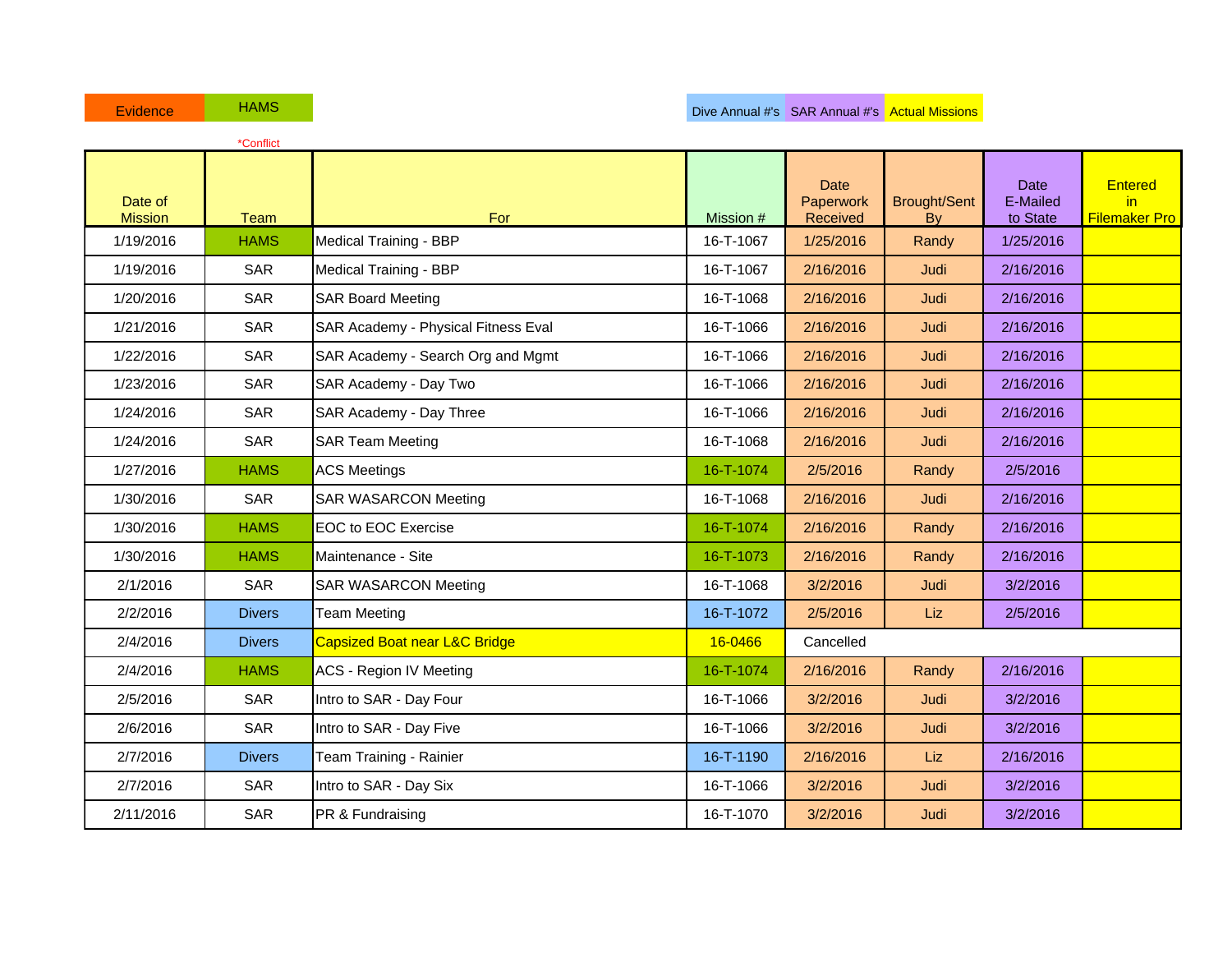| Evidence | HAMS | Dive Annual #'s | SAR Annual #'s | Actual Missions |
|---|---|---|---|---|

*Conflict

| Date of Mission | Team | For | Mission # | Date Paperwork Received | Brought/Sent By | Date E-Mailed to State | Entered in Filemaker Pro |
|---|---|---|---|---|---|---|---|
| 1/19/2016 | HAMS | Medical Training - BBP | 16-T-1067 | 1/25/2016 | Randy | 1/25/2016 | |
| 1/19/2016 | SAR | Medical Training - BBP | 16-T-1067 | 2/16/2016 | Judi | 2/16/2016 | |
| 1/20/2016 | SAR | SAR Board Meeting | 16-T-1068 | 2/16/2016 | Judi | 2/16/2016 | |
| 1/21/2016 | SAR | SAR Academy - Physical Fitness Eval | 16-T-1066 | 2/16/2016 | Judi | 2/16/2016 | |
| 1/22/2016 | SAR | SAR Academy - Search Org and Mgmt | 16-T-1066 | 2/16/2016 | Judi | 2/16/2016 | |
| 1/23/2016 | SAR | SAR Academy - Day Two | 16-T-1066 | 2/16/2016 | Judi | 2/16/2016 | |
| 1/24/2016 | SAR | SAR Academy - Day Three | 16-T-1066 | 2/16/2016 | Judi | 2/16/2016 | |
| 1/24/2016 | SAR | SAR Team Meeting | 16-T-1068 | 2/16/2016 | Judi | 2/16/2016 | |
| 1/27/2016 | HAMS | ACS Meetings | 16-T-1074 | 2/5/2016 | Randy | 2/5/2016 | |
| 1/30/2016 | SAR | SAR WASARCON Meeting | 16-T-1068 | 2/16/2016 | Judi | 2/16/2016 | |
| 1/30/2016 | HAMS | EOC to EOC Exercise | 16-T-1074 | 2/16/2016 | Randy | 2/16/2016 | |
| 1/30/2016 | HAMS | Maintenance - Site | 16-T-1073 | 2/16/2016 | Randy | 2/16/2016 | |
| 2/1/2016 | SAR | SAR WASARCON Meeting | 16-T-1068 | 3/2/2016 | Judi | 3/2/2016 | |
| 2/2/2016 | Divers | Team Meeting | 16-T-1072 | 2/5/2016 | Liz | 2/5/2016 | |
| 2/4/2016 | Divers | Capsized Boat near L&C Bridge | 16-0466 | Cancelled | | | |
| 2/4/2016 | HAMS | ACS - Region IV Meeting | 16-T-1074 | 2/16/2016 | Randy | 2/16/2016 | |
| 2/5/2016 | SAR | Intro to SAR - Day Four | 16-T-1066 | 3/2/2016 | Judi | 3/2/2016 | |
| 2/6/2016 | SAR | Intro to SAR - Day Five | 16-T-1066 | 3/2/2016 | Judi | 3/2/2016 | |
| 2/7/2016 | Divers | Team Training - Rainier | 16-T-1190 | 2/16/2016 | Liz | 2/16/2016 | |
| 2/7/2016 | SAR | Intro to SAR - Day Six | 16-T-1066 | 3/2/2016 | Judi | 3/2/2016 | |
| 2/11/2016 | SAR | PR & Fundraising | 16-T-1070 | 3/2/2016 | Judi | 3/2/2016 | |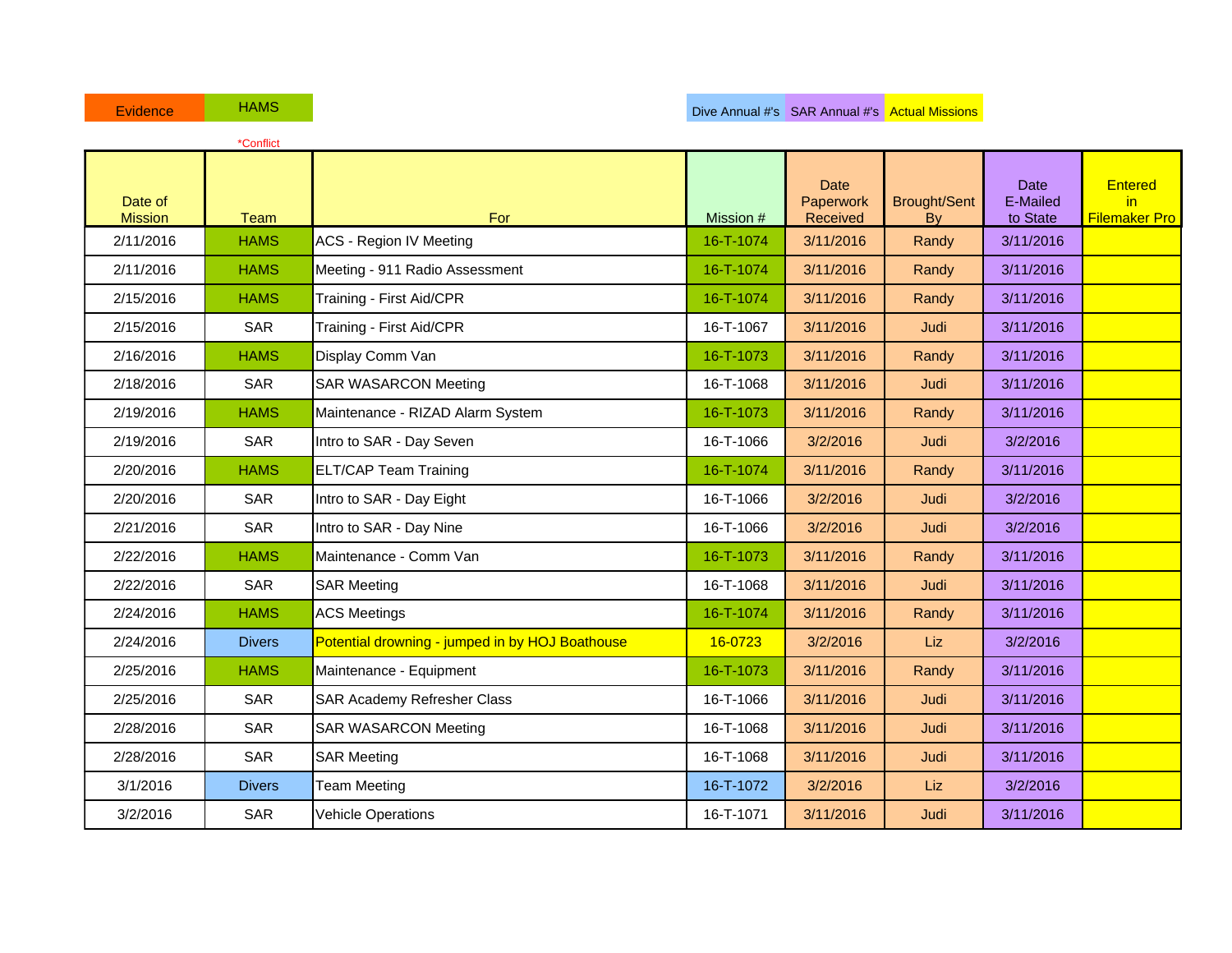| Evidence | HAMS | | Dive Annual #'s | SAR Annual #'s | Actual Missions |
|---|---|---|---|---|---|

*Conflict

| Date of Mission | Team | For | Mission # | Date Paperwork Received | Brought/Sent By | Date E-Mailed to State | Entered in Filemaker Pro |
|---|---|---|---|---|---|---|---|
| 2/11/2016 | HAMS | ACS - Region IV Meeting | 16-T-1074 | 3/11/2016 | Randy | 3/11/2016 | |
| 2/11/2016 | HAMS | Meeting - 911 Radio Assessment | 16-T-1074 | 3/11/2016 | Randy | 3/11/2016 | |
| 2/15/2016 | HAMS | Training - First Aid/CPR | 16-T-1074 | 3/11/2016 | Randy | 3/11/2016 | |
| 2/15/2016 | SAR | Training - First Aid/CPR | 16-T-1067 | 3/11/2016 | Judi | 3/11/2016 | |
| 2/16/2016 | HAMS | Display Comm Van | 16-T-1073 | 3/11/2016 | Randy | 3/11/2016 | |
| 2/18/2016 | SAR | SAR WASARCON Meeting | 16-T-1068 | 3/11/2016 | Judi | 3/11/2016 | |
| 2/19/2016 | HAMS | Maintenance - RIZAD Alarm System | 16-T-1073 | 3/11/2016 | Randy | 3/11/2016 | |
| 2/19/2016 | SAR | Intro to SAR - Day Seven | 16-T-1066 | 3/2/2016 | Judi | 3/2/2016 | |
| 2/20/2016 | HAMS | ELT/CAP Team Training | 16-T-1074 | 3/11/2016 | Randy | 3/11/2016 | |
| 2/20/2016 | SAR | Intro to SAR - Day Eight | 16-T-1066 | 3/2/2016 | Judi | 3/2/2016 | |
| 2/21/2016 | SAR | Intro to SAR - Day Nine | 16-T-1066 | 3/2/2016 | Judi | 3/2/2016 | |
| 2/22/2016 | HAMS | Maintenance - Comm Van | 16-T-1073 | 3/11/2016 | Randy | 3/11/2016 | |
| 2/22/2016 | SAR | SAR Meeting | 16-T-1068 | 3/11/2016 | Judi | 3/11/2016 | |
| 2/24/2016 | HAMS | ACS Meetings | 16-T-1074 | 3/11/2016 | Randy | 3/11/2016 | |
| 2/24/2016 | Divers | Potential drowning - jumped in by HOJ Boathouse | 16-0723 | 3/2/2016 | Liz | 3/2/2016 | |
| 2/25/2016 | HAMS | Maintenance - Equipment | 16-T-1073 | 3/11/2016 | Randy | 3/11/2016 | |
| 2/25/2016 | SAR | SAR Academy Refresher Class | 16-T-1066 | 3/11/2016 | Judi | 3/11/2016 | |
| 2/28/2016 | SAR | SAR WASARCON Meeting | 16-T-1068 | 3/11/2016 | Judi | 3/11/2016 | |
| 2/28/2016 | SAR | SAR Meeting | 16-T-1068 | 3/11/2016 | Judi | 3/11/2016 | |
| 3/1/2016 | Divers | Team Meeting | 16-T-1072 | 3/2/2016 | Liz | 3/2/2016 | |
| 3/2/2016 | SAR | Vehicle Operations | 16-T-1071 | 3/11/2016 | Judi | 3/11/2016 | |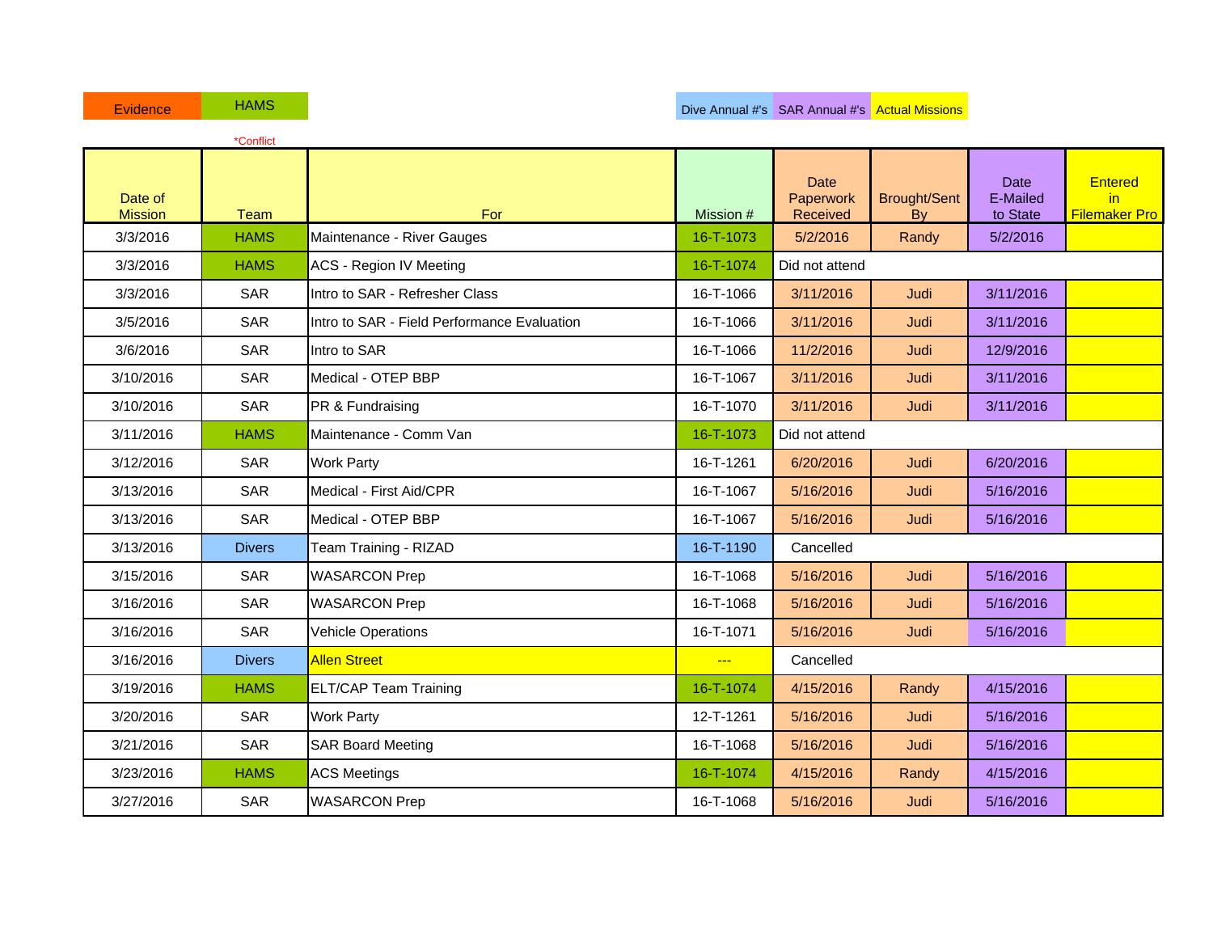Evidence | HAMS | Dive Annual #'s | SAR Annual #'s | Actual Missions

*Conflict

| Date of Mission | Team | For | Mission # | Date Paperwork Received | Brought/Sent By | Date E-Mailed to State | Entered in Filemaker Pro |
|---|---|---|---|---|---|---|---|
| 3/3/2016 | HAMS | Maintenance - River Gauges | 16-T-1073 | 5/2/2016 | Randy | 5/2/2016 | |
| 3/3/2016 | HAMS | ACS - Region IV Meeting | 16-T-1074 | Did not attend | | | |
| 3/3/2016 | SAR | Intro to SAR - Refresher Class | 16-T-1066 | 3/11/2016 | Judi | 3/11/2016 | |
| 3/5/2016 | SAR | Intro to SAR - Field Performance Evaluation | 16-T-1066 | 3/11/2016 | Judi | 3/11/2016 | |
| 3/6/2016 | SAR | Intro to SAR | 16-T-1066 | 11/2/2016 | Judi | 12/9/2016 | |
| 3/10/2016 | SAR | Medical - OTEP BBP | 16-T-1067 | 3/11/2016 | Judi | 3/11/2016 | |
| 3/10/2016 | SAR | PR & Fundraising | 16-T-1070 | 3/11/2016 | Judi | 3/11/2016 | |
| 3/11/2016 | HAMS | Maintenance - Comm Van | 16-T-1073 | Did not attend | | | |
| 3/12/2016 | SAR | Work Party | 16-T-1261 | 6/20/2016 | Judi | 6/20/2016 | |
| 3/13/2016 | SAR | Medical - First Aid/CPR | 16-T-1067 | 5/16/2016 | Judi | 5/16/2016 | |
| 3/13/2016 | SAR | Medical - OTEP BBP | 16-T-1067 | 5/16/2016 | Judi | 5/16/2016 | |
| 3/13/2016 | Divers | Team Training - RIZAD | 16-T-1190 | Cancelled | | | |
| 3/15/2016 | SAR | WASARCON Prep | 16-T-1068 | 5/16/2016 | Judi | 5/16/2016 | |
| 3/16/2016 | SAR | WASARCON Prep | 16-T-1068 | 5/16/2016 | Judi | 5/16/2016 | |
| 3/16/2016 | SAR | Vehicle Operations | 16-T-1071 | 5/16/2016 | Judi | 5/16/2016 | |
| 3/16/2016 | Divers | Allen Street | --- | Cancelled | | | |
| 3/19/2016 | HAMS | ELT/CAP Team Training | 16-T-1074 | 4/15/2016 | Randy | 4/15/2016 | |
| 3/20/2016 | SAR | Work Party | 12-T-1261 | 5/16/2016 | Judi | 5/16/2016 | |
| 3/21/2016 | SAR | SAR Board Meeting | 16-T-1068 | 5/16/2016 | Judi | 5/16/2016 | |
| 3/23/2016 | HAMS | ACS Meetings | 16-T-1074 | 4/15/2016 | Randy | 4/15/2016 | |
| 3/27/2016 | SAR | WASARCON Prep | 16-T-1068 | 5/16/2016 | Judi | 5/16/2016 | |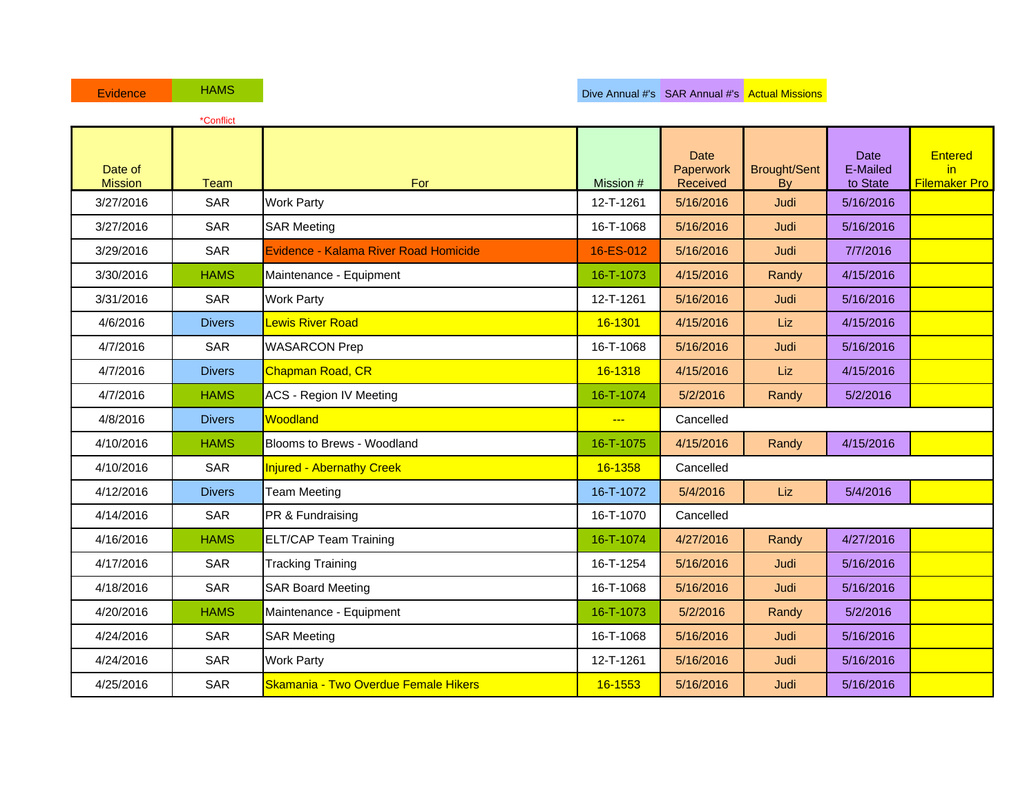Evidence | HAMS | Dive Annual #'s | SAR Annual #'s | Actual Missions

*Conflict

| Date of Mission | Team | For | Mission # | Date Paperwork Received | Brought/Sent By | Date E-Mailed to State | Entered in Filemaker Pro |
|---|---|---|---|---|---|---|---|
| 3/27/2016 | SAR | Work Party | 12-T-1261 | 5/16/2016 | Judi | 5/16/2016 | |
| 3/27/2016 | SAR | SAR Meeting | 16-T-1068 | 5/16/2016 | Judi | 5/16/2016 | |
| 3/29/2016 | SAR | Evidence - Kalama River Road Homicide | 16-ES-012 | 5/16/2016 | Judi | 7/7/2016 | |
| 3/30/2016 | HAMS | Maintenance - Equipment | 16-T-1073 | 4/15/2016 | Randy | 4/15/2016 | |
| 3/31/2016 | SAR | Work Party | 12-T-1261 | 5/16/2016 | Judi | 5/16/2016 | |
| 4/6/2016 | Divers | Lewis River Road | 16-1301 | 4/15/2016 | Liz | 4/15/2016 | |
| 4/7/2016 | SAR | WASARCON Prep | 16-T-1068 | 5/16/2016 | Judi | 5/16/2016 | |
| 4/7/2016 | Divers | Chapman Road, CR | 16-1318 | 4/15/2016 | Liz | 4/15/2016 | |
| 4/7/2016 | HAMS | ACS - Region IV Meeting | 16-T-1074 | 5/2/2016 | Randy | 5/2/2016 | |
| 4/8/2016 | Divers | Woodland | --- | Cancelled | | | |
| 4/10/2016 | HAMS | Blooms to Brews - Woodland | 16-T-1075 | 4/15/2016 | Randy | 4/15/2016 | |
| 4/10/2016 | SAR | Injured - Abernathy Creek | 16-1358 | Cancelled | | | |
| 4/12/2016 | Divers | Team Meeting | 16-T-1072 | 5/4/2016 | Liz | 5/4/2016 | |
| 4/14/2016 | SAR | PR & Fundraising | 16-T-1070 | Cancelled | | | |
| 4/16/2016 | HAMS | ELT/CAP Team Training | 16-T-1074 | 4/27/2016 | Randy | 4/27/2016 | |
| 4/17/2016 | SAR | Tracking Training | 16-T-1254 | 5/16/2016 | Judi | 5/16/2016 | |
| 4/18/2016 | SAR | SAR Board Meeting | 16-T-1068 | 5/16/2016 | Judi | 5/16/2016 | |
| 4/20/2016 | HAMS | Maintenance - Equipment | 16-T-1073 | 5/2/2016 | Randy | 5/2/2016 | |
| 4/24/2016 | SAR | SAR Meeting | 16-T-1068 | 5/16/2016 | Judi | 5/16/2016 | |
| 4/24/2016 | SAR | Work Party | 12-T-1261 | 5/16/2016 | Judi | 5/16/2016 | |
| 4/25/2016 | SAR | Skamania - Two Overdue Female Hikers | 16-1553 | 5/16/2016 | Judi | 5/16/2016 | |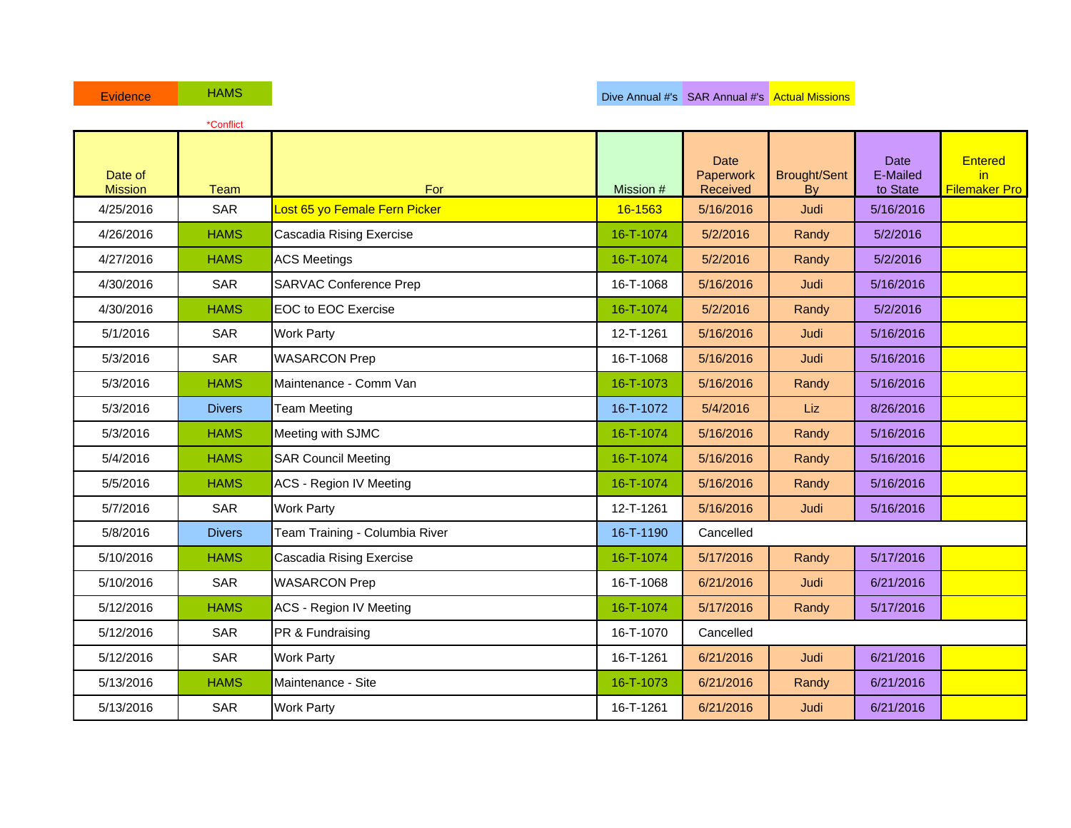Evidence | HAMS | Dive Annual #'s | SAR Annual #'s | Actual Missions

*Conflict

| Date of Mission | Team | For | Mission # | Date Paperwork Received | Brought/Sent By | Date E-Mailed to State | Entered in Filemaker Pro |
|---|---|---|---|---|---|---|---|
| 4/25/2016 | SAR | Lost 65 yo Female Fern Picker | 16-1563 | 5/16/2016 | Judi | 5/16/2016 | |
| 4/26/2016 | HAMS | Cascadia Rising Exercise | 16-T-1074 | 5/2/2016 | Randy | 5/2/2016 | |
| 4/27/2016 | HAMS | ACS Meetings | 16-T-1074 | 5/2/2016 | Randy | 5/2/2016 | |
| 4/30/2016 | SAR | SARVAC Conference Prep | 16-T-1068 | 5/16/2016 | Judi | 5/16/2016 | |
| 4/30/2016 | HAMS | EOC to EOC Exercise | 16-T-1074 | 5/2/2016 | Randy | 5/2/2016 | |
| 5/1/2016 | SAR | Work Party | 12-T-1261 | 5/16/2016 | Judi | 5/16/2016 | |
| 5/3/2016 | SAR | WASARCON Prep | 16-T-1068 | 5/16/2016 | Judi | 5/16/2016 | |
| 5/3/2016 | HAMS | Maintenance - Comm Van | 16-T-1073 | 5/16/2016 | Randy | 5/16/2016 | |
| 5/3/2016 | Divers | Team Meeting | 16-T-1072 | 5/4/2016 | Liz | 8/26/2016 | |
| 5/3/2016 | HAMS | Meeting with SJMC | 16-T-1074 | 5/16/2016 | Randy | 5/16/2016 | |
| 5/4/2016 | HAMS | SAR Council Meeting | 16-T-1074 | 5/16/2016 | Randy | 5/16/2016 | |
| 5/5/2016 | HAMS | ACS - Region IV Meeting | 16-T-1074 | 5/16/2016 | Randy | 5/16/2016 | |
| 5/7/2016 | SAR | Work Party | 12-T-1261 | 5/16/2016 | Judi | 5/16/2016 | |
| 5/8/2016 | Divers | Team Training - Columbia River | 16-T-1190 | Cancelled | | | |
| 5/10/2016 | HAMS | Cascadia Rising Exercise | 16-T-1074 | 5/17/2016 | Randy | 5/17/2016 | |
| 5/10/2016 | SAR | WASARCON Prep | 16-T-1068 | 6/21/2016 | Judi | 6/21/2016 | |
| 5/12/2016 | HAMS | ACS - Region IV Meeting | 16-T-1074 | 5/17/2016 | Randy | 5/17/2016 | |
| 5/12/2016 | SAR | PR & Fundraising | 16-T-1070 | Cancelled | | | |
| 5/12/2016 | SAR | Work Party | 16-T-1261 | 6/21/2016 | Judi | 6/21/2016 | |
| 5/13/2016 | HAMS | Maintenance - Site | 16-T-1073 | 6/21/2016 | Randy | 6/21/2016 | |
| 5/13/2016 | SAR | Work Party | 16-T-1261 | 6/21/2016 | Judi | 6/21/2016 | |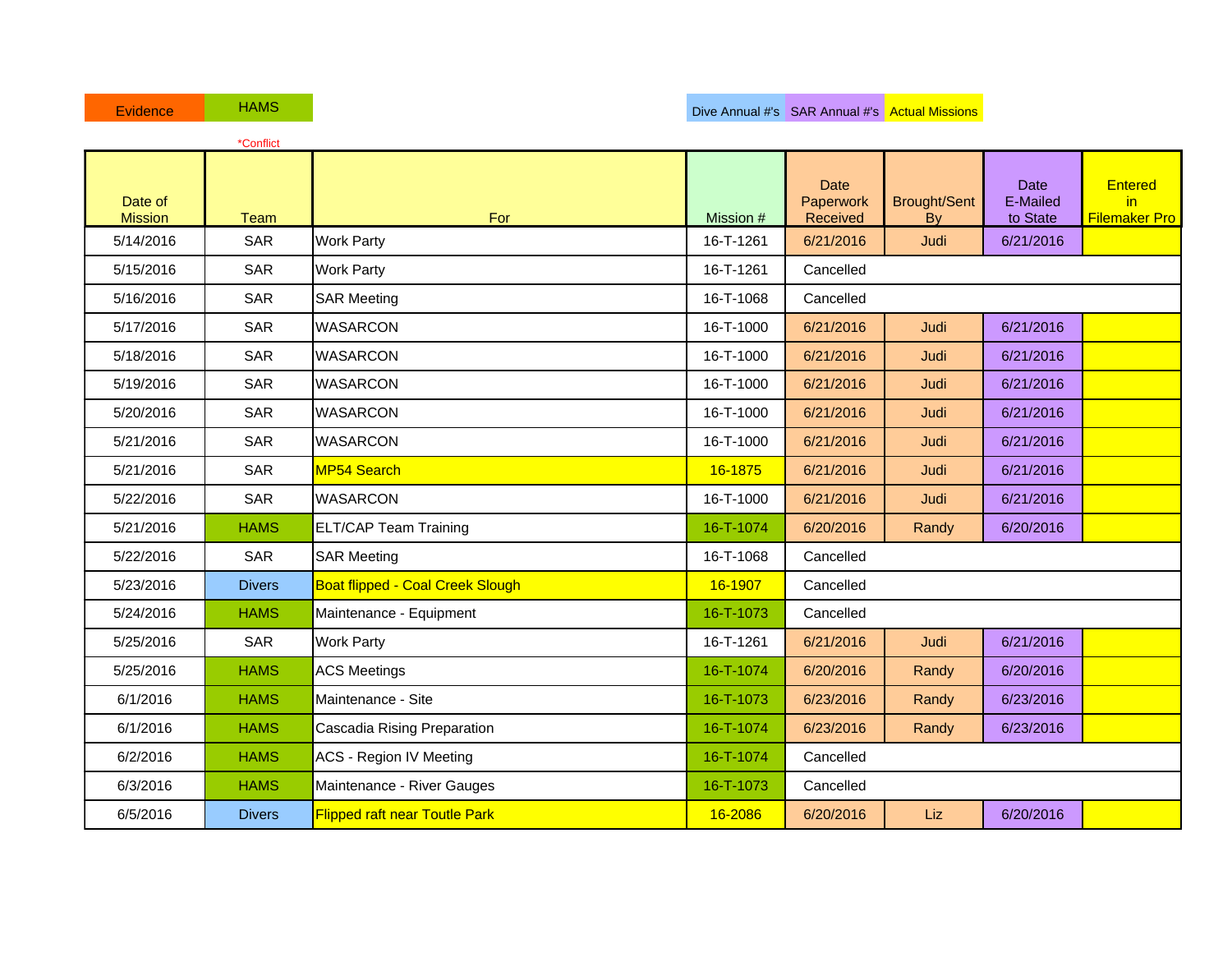Evidence | HAMS | Dive Annual #'s | SAR Annual #'s | Actual Missions

*Conflict

| Date of Mission | Team | For | Mission # | Date Paperwork Received | Brought/Sent By | Date E-Mailed to State | Entered in Filemaker Pro |
|---|---|---|---|---|---|---|---|
| 5/14/2016 | SAR | Work Party | 16-T-1261 | 6/21/2016 | Judi | 6/21/2016 | |
| 5/15/2016 | SAR | Work Party | 16-T-1261 | Cancelled | | | |
| 5/16/2016 | SAR | SAR Meeting | 16-T-1068 | Cancelled | | | |
| 5/17/2016 | SAR | WASARCON | 16-T-1000 | 6/21/2016 | Judi | 6/21/2016 | |
| 5/18/2016 | SAR | WASARCON | 16-T-1000 | 6/21/2016 | Judi | 6/21/2016 | |
| 5/19/2016 | SAR | WASARCON | 16-T-1000 | 6/21/2016 | Judi | 6/21/2016 | |
| 5/20/2016 | SAR | WASARCON | 16-T-1000 | 6/21/2016 | Judi | 6/21/2016 | |
| 5/21/2016 | SAR | WASARCON | 16-T-1000 | 6/21/2016 | Judi | 6/21/2016 | |
| 5/21/2016 | SAR | MP54 Search | 16-1875 | 6/21/2016 | Judi | 6/21/2016 | |
| 5/22/2016 | SAR | WASARCON | 16-T-1000 | 6/21/2016 | Judi | 6/21/2016 | |
| 5/21/2016 | HAMS | ELT/CAP Team Training | 16-T-1074 | 6/20/2016 | Randy | 6/20/2016 | |
| 5/22/2016 | SAR | SAR Meeting | 16-T-1068 | Cancelled | | | |
| 5/23/2016 | Divers | Boat flipped - Coal Creek Slough | 16-1907 | Cancelled | | | |
| 5/24/2016 | HAMS | Maintenance - Equipment | 16-T-1073 | Cancelled | | | |
| 5/25/2016 | SAR | Work Party | 16-T-1261 | 6/21/2016 | Judi | 6/21/2016 | |
| 5/25/2016 | HAMS | ACS Meetings | 16-T-1074 | 6/20/2016 | Randy | 6/20/2016 | |
| 6/1/2016 | HAMS | Maintenance - Site | 16-T-1073 | 6/23/2016 | Randy | 6/23/2016 | |
| 6/1/2016 | HAMS | Cascadia Rising Preparation | 16-T-1074 | 6/23/2016 | Randy | 6/23/2016 | |
| 6/2/2016 | HAMS | ACS - Region IV Meeting | 16-T-1074 | Cancelled | | | |
| 6/3/2016 | HAMS | Maintenance - River Gauges | 16-T-1073 | Cancelled | | | |
| 6/5/2016 | Divers | Flipped raft near Toutle Park | 16-2086 | 6/20/2016 | Liz | 6/20/2016 | |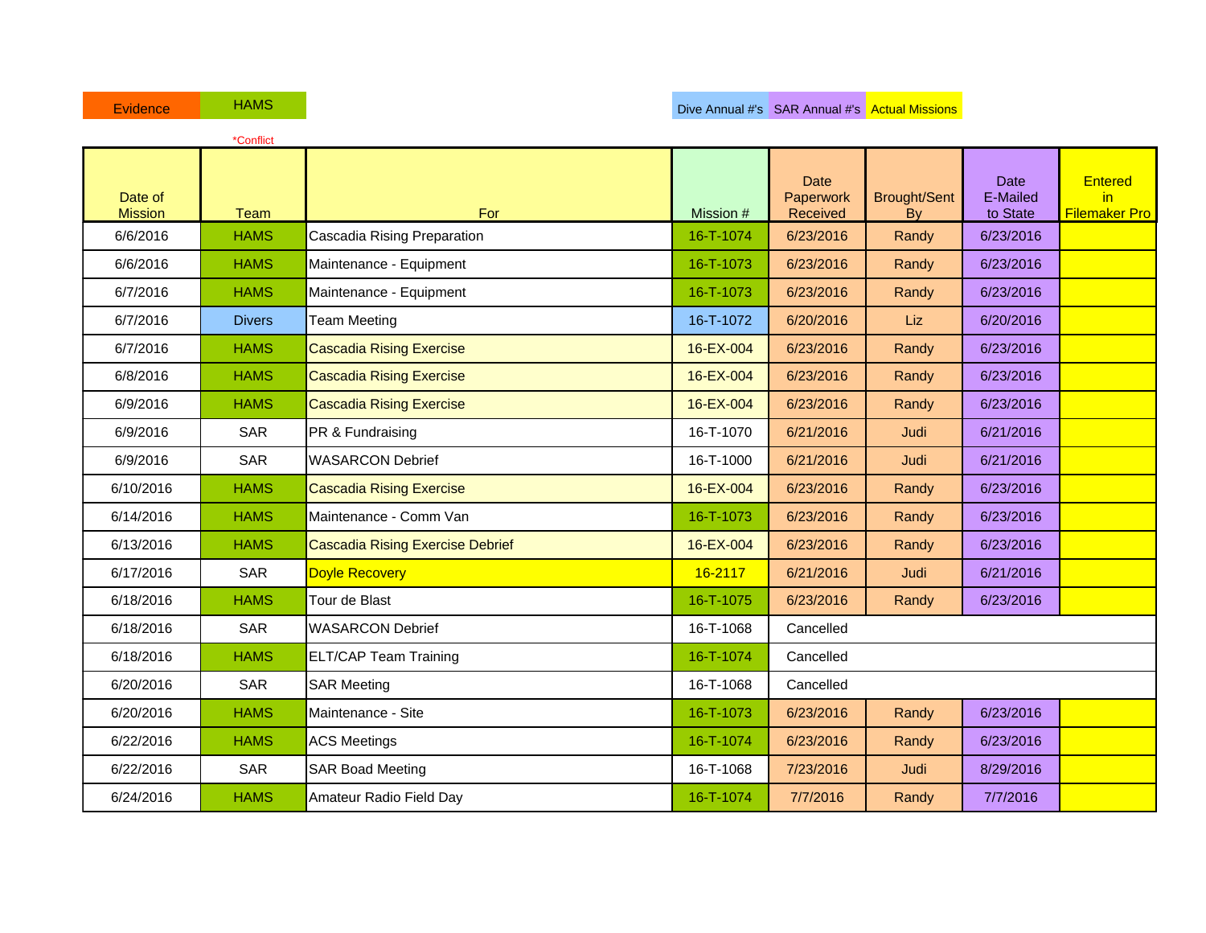Evidence | HAMS | | Dive Annual #'s | SAR Annual #'s | Actual Missions

*Conflict

| Date of Mission | Team | For | Mission # | Date Paperwork Received | Brought/Sent By | Date E-Mailed to State | Entered in Filemaker Pro |
|---|---|---|---|---|---|---|---|
| 6/6/2016 | HAMS | Cascadia Rising Preparation | 16-T-1074 | 6/23/2016 | Randy | 6/23/2016 | |
| 6/6/2016 | HAMS | Maintenance - Equipment | 16-T-1073 | 6/23/2016 | Randy | 6/23/2016 | |
| 6/7/2016 | HAMS | Maintenance - Equipment | 16-T-1073 | 6/23/2016 | Randy | 6/23/2016 | |
| 6/7/2016 | Divers | Team Meeting | 16-T-1072 | 6/20/2016 | Liz | 6/20/2016 | |
| 6/7/2016 | HAMS | Cascadia Rising Exercise | 16-EX-004 | 6/23/2016 | Randy | 6/23/2016 | |
| 6/8/2016 | HAMS | Cascadia Rising Exercise | 16-EX-004 | 6/23/2016 | Randy | 6/23/2016 | |
| 6/9/2016 | HAMS | Cascadia Rising Exercise | 16-EX-004 | 6/23/2016 | Randy | 6/23/2016 | |
| 6/9/2016 | SAR | PR & Fundraising | 16-T-1070 | 6/21/2016 | Judi | 6/21/2016 | |
| 6/9/2016 | SAR | WASARCON Debrief | 16-T-1000 | 6/21/2016 | Judi | 6/21/2016 | |
| 6/10/2016 | HAMS | Cascadia Rising Exercise | 16-EX-004 | 6/23/2016 | Randy | 6/23/2016 | |
| 6/14/2016 | HAMS | Maintenance - Comm Van | 16-T-1073 | 6/23/2016 | Randy | 6/23/2016 | |
| 6/13/2016 | HAMS | Cascadia Rising Exercise Debrief | 16-EX-004 | 6/23/2016 | Randy | 6/23/2016 | |
| 6/17/2016 | SAR | Doyle Recovery | 16-2117 | 6/21/2016 | Judi | 6/21/2016 | |
| 6/18/2016 | HAMS | Tour de Blast | 16-T-1075 | 6/23/2016 | Randy | 6/23/2016 | |
| 6/18/2016 | SAR | WASARCON Debrief | 16-T-1068 | Cancelled | | | |
| 6/18/2016 | HAMS | ELT/CAP Team Training | 16-T-1074 | Cancelled | | | |
| 6/20/2016 | SAR | SAR Meeting | 16-T-1068 | Cancelled | | | |
| 6/20/2016 | HAMS | Maintenance - Site | 16-T-1073 | 6/23/2016 | Randy | 6/23/2016 | |
| 6/22/2016 | HAMS | ACS Meetings | 16-T-1074 | 6/23/2016 | Randy | 6/23/2016 | |
| 6/22/2016 | SAR | SAR Boad Meeting | 16-T-1068 | 7/23/2016 | Judi | 8/29/2016 | |
| 6/24/2016 | HAMS | Amateur Radio Field Day | 16-T-1074 | 7/7/2016 | Randy | 7/7/2016 | |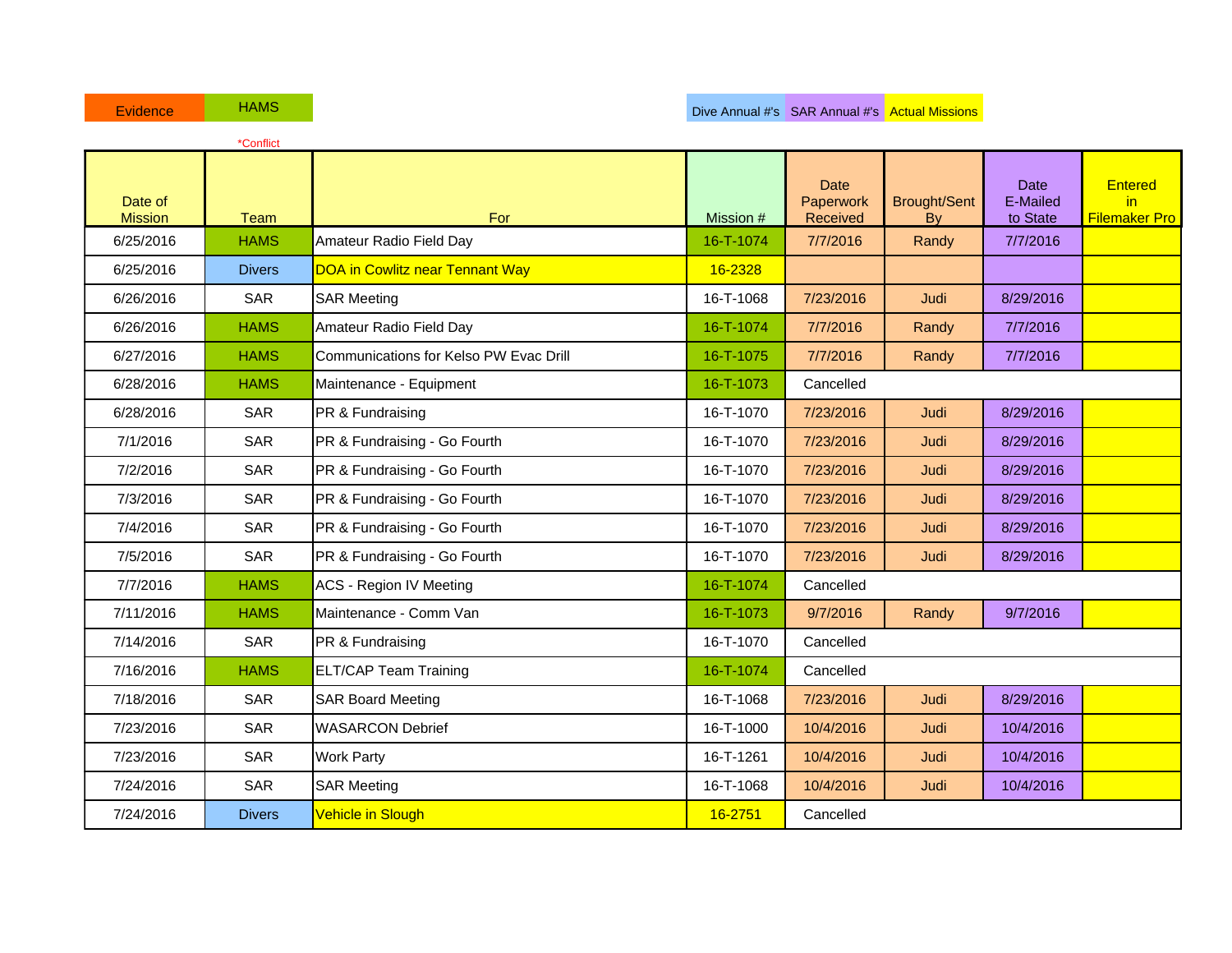Evidence | HAMS

*Conflict

Dive Annual #'s | SAR Annual #'s | Actual Missions

| Date of Mission | Team | For | Mission # | Date Paperwork Received | Brought/Sent By | Date E-Mailed to State | Entered in Filemaker Pro |
|---|---|---|---|---|---|---|---|
| 6/25/2016 | HAMS | Amateur Radio Field Day | 16-T-1074 | 7/7/2016 | Randy | 7/7/2016 | |
| 6/25/2016 | Divers | DOA in Cowlitz near Tennant Way | 16-2328 | | | | |
| 6/26/2016 | SAR | SAR Meeting | 16-T-1068 | 7/23/2016 | Judi | 8/29/2016 | |
| 6/26/2016 | HAMS | Amateur Radio Field Day | 16-T-1074 | 7/7/2016 | Randy | 7/7/2016 | |
| 6/27/2016 | HAMS | Communications for Kelso PW Evac Drill | 16-T-1075 | 7/7/2016 | Randy | 7/7/2016 | |
| 6/28/2016 | HAMS | Maintenance - Equipment | 16-T-1073 | Cancelled | | | |
| 6/28/2016 | SAR | PR & Fundraising | 16-T-1070 | 7/23/2016 | Judi | 8/29/2016 | |
| 7/1/2016 | SAR | PR & Fundraising - Go Fourth | 16-T-1070 | 7/23/2016 | Judi | 8/29/2016 | |
| 7/2/2016 | SAR | PR & Fundraising - Go Fourth | 16-T-1070 | 7/23/2016 | Judi | 8/29/2016 | |
| 7/3/2016 | SAR | PR & Fundraising - Go Fourth | 16-T-1070 | 7/23/2016 | Judi | 8/29/2016 | |
| 7/4/2016 | SAR | PR & Fundraising - Go Fourth | 16-T-1070 | 7/23/2016 | Judi | 8/29/2016 | |
| 7/5/2016 | SAR | PR & Fundraising - Go Fourth | 16-T-1070 | 7/23/2016 | Judi | 8/29/2016 | |
| 7/7/2016 | HAMS | ACS - Region IV Meeting | 16-T-1074 | Cancelled | | | |
| 7/11/2016 | HAMS | Maintenance - Comm Van | 16-T-1073 | 9/7/2016 | Randy | 9/7/2016 | |
| 7/14/2016 | SAR | PR & Fundraising | 16-T-1070 | Cancelled | | | |
| 7/16/2016 | HAMS | ELT/CAP Team Training | 16-T-1074 | Cancelled | | | |
| 7/18/2016 | SAR | SAR Board Meeting | 16-T-1068 | 7/23/2016 | Judi | 8/29/2016 | |
| 7/23/2016 | SAR | WASARCON Debrief | 16-T-1000 | 10/4/2016 | Judi | 10/4/2016 | |
| 7/23/2016 | SAR | Work Party | 16-T-1261 | 10/4/2016 | Judi | 10/4/2016 | |
| 7/24/2016 | SAR | SAR Meeting | 16-T-1068 | 10/4/2016 | Judi | 10/4/2016 | |
| 7/24/2016 | Divers | Vehicle in Slough | 16-2751 | Cancelled | | | |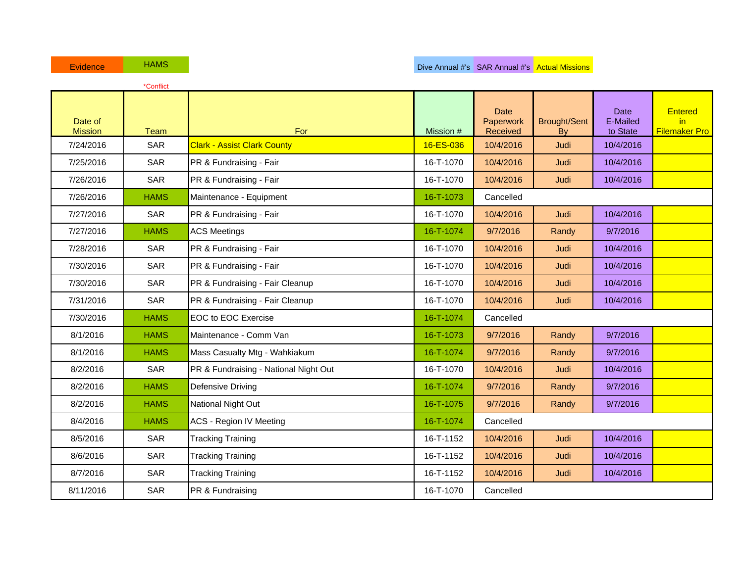Evidence | HAMS | Dive Annual #'s | SAR Annual #'s | Actual Missions

*Conflict

| Date of Mission | Team | For | Mission # | Date Paperwork Received | Brought/Sent By | Date E-Mailed to State | Entered in Filemaker Pro |
|---|---|---|---|---|---|---|---|
| 7/24/2016 | SAR | Clark - Assist Clark County | 16-ES-036 | 10/4/2016 | Judi | 10/4/2016 | |
| 7/25/2016 | SAR | PR & Fundraising - Fair | 16-T-1070 | 10/4/2016 | Judi | 10/4/2016 | |
| 7/26/2016 | SAR | PR & Fundraising - Fair | 16-T-1070 | 10/4/2016 | Judi | 10/4/2016 | |
| 7/26/2016 | HAMS | Maintenance - Equipment | 16-T-1073 | Cancelled | | | |
| 7/27/2016 | SAR | PR & Fundraising - Fair | 16-T-1070 | 10/4/2016 | Judi | 10/4/2016 | |
| 7/27/2016 | HAMS | ACS Meetings | 16-T-1074 | 9/7/2016 | Randy | 9/7/2016 | |
| 7/28/2016 | SAR | PR & Fundraising - Fair | 16-T-1070 | 10/4/2016 | Judi | 10/4/2016 | |
| 7/30/2016 | SAR | PR & Fundraising - Fair | 16-T-1070 | 10/4/2016 | Judi | 10/4/2016 | |
| 7/30/2016 | SAR | PR & Fundraising - Fair Cleanup | 16-T-1070 | 10/4/2016 | Judi | 10/4/2016 | |
| 7/31/2016 | SAR | PR & Fundraising - Fair Cleanup | 16-T-1070 | 10/4/2016 | Judi | 10/4/2016 | |
| 7/30/2016 | HAMS | EOC to EOC Exercise | 16-T-1074 | Cancelled | | | |
| 8/1/2016 | HAMS | Maintenance - Comm Van | 16-T-1073 | 9/7/2016 | Randy | 9/7/2016 | |
| 8/1/2016 | HAMS | Mass Casualty Mtg - Wahkiakum | 16-T-1074 | 9/7/2016 | Randy | 9/7/2016 | |
| 8/2/2016 | SAR | PR & Fundraising - National Night Out | 16-T-1070 | 10/4/2016 | Judi | 10/4/2016 | |
| 8/2/2016 | HAMS | Defensive Driving | 16-T-1074 | 9/7/2016 | Randy | 9/7/2016 | |
| 8/2/2016 | HAMS | National Night Out | 16-T-1075 | 9/7/2016 | Randy | 9/7/2016 | |
| 8/4/2016 | HAMS | ACS - Region IV Meeting | 16-T-1074 | Cancelled | | | |
| 8/5/2016 | SAR | Tracking Training | 16-T-1152 | 10/4/2016 | Judi | 10/4/2016 | |
| 8/6/2016 | SAR | Tracking Training | 16-T-1152 | 10/4/2016 | Judi | 10/4/2016 | |
| 8/7/2016 | SAR | Tracking Training | 16-T-1152 | 10/4/2016 | Judi | 10/4/2016 | |
| 8/11/2016 | SAR | PR & Fundraising | 16-T-1070 | Cancelled | | | |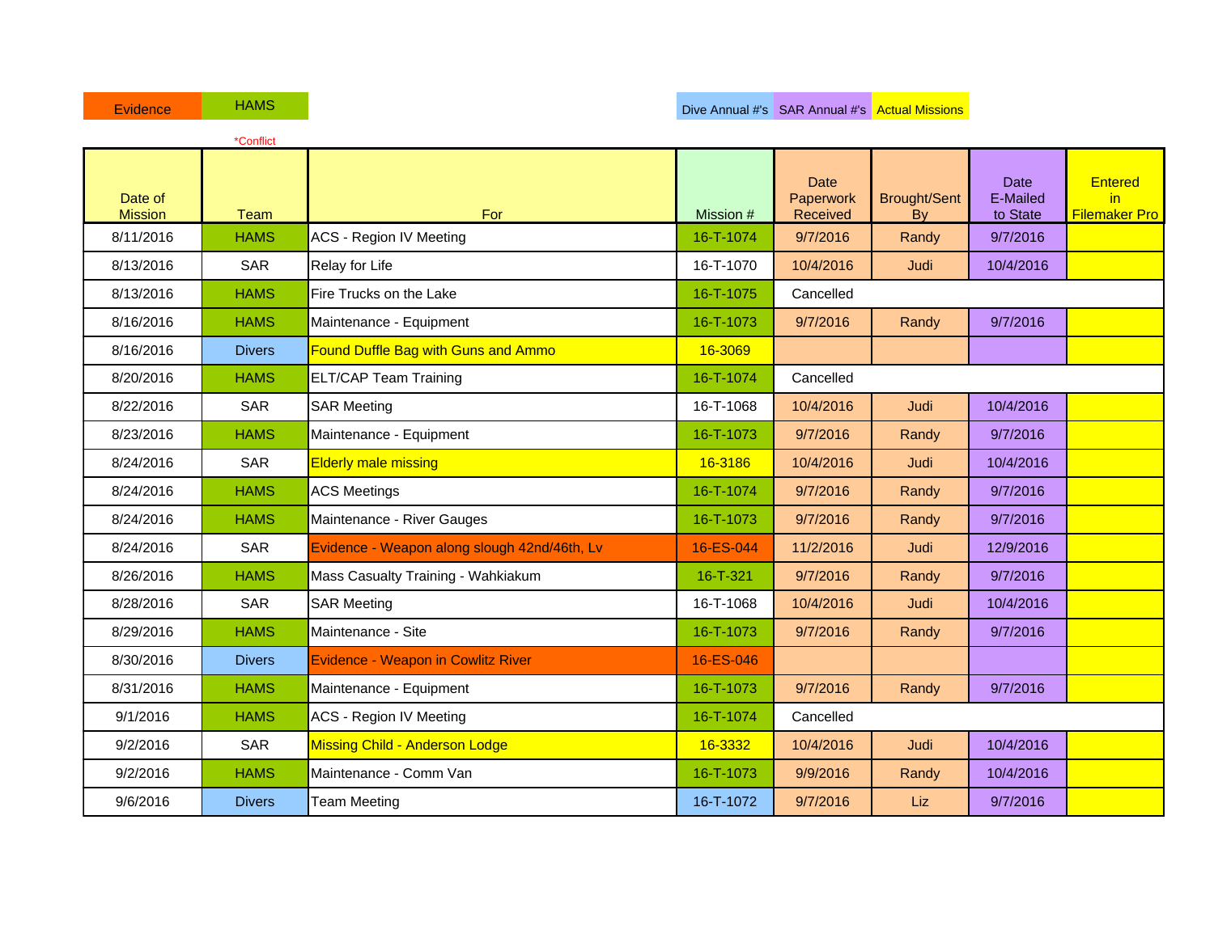Evidence | HAMS

*Conflict

Dive Annual #'s | SAR Annual #'s | Actual Missions

| Date of Mission | Team | For | Mission # | Date Paperwork Received | Brought/Sent By | Date E-Mailed to State | Entered in Filemaker Pro |
|---|---|---|---|---|---|---|---|
| 8/11/2016 | HAMS | ACS - Region IV Meeting | 16-T-1074 | 9/7/2016 | Randy | 9/7/2016 | |
| 8/13/2016 | SAR | Relay for Life | 16-T-1070 | 10/4/2016 | Judi | 10/4/2016 | |
| 8/13/2016 | HAMS | Fire Trucks on the Lake | 16-T-1075 | Cancelled | | | |
| 8/16/2016 | HAMS | Maintenance - Equipment | 16-T-1073 | 9/7/2016 | Randy | 9/7/2016 | |
| 8/16/2016 | Divers | Found Duffle Bag with Guns and Ammo | 16-3069 | | | | |
| 8/20/2016 | HAMS | ELT/CAP Team Training | 16-T-1074 | Cancelled | | | |
| 8/22/2016 | SAR | SAR Meeting | 16-T-1068 | 10/4/2016 | Judi | 10/4/2016 | |
| 8/23/2016 | HAMS | Maintenance - Equipment | 16-T-1073 | 9/7/2016 | Randy | 9/7/2016 | |
| 8/24/2016 | SAR | Elderly male missing | 16-3186 | 10/4/2016 | Judi | 10/4/2016 | |
| 8/24/2016 | HAMS | ACS Meetings | 16-T-1074 | 9/7/2016 | Randy | 9/7/2016 | |
| 8/24/2016 | HAMS | Maintenance - River Gauges | 16-T-1073 | 9/7/2016 | Randy | 9/7/2016 | |
| 8/24/2016 | SAR | Evidence - Weapon along slough 42nd/46th, Lv | 16-ES-044 | 11/2/2016 | Judi | 12/9/2016 | |
| 8/26/2016 | HAMS | Mass Casualty Training - Wahkiakum | 16-T-321 | 9/7/2016 | Randy | 9/7/2016 | |
| 8/28/2016 | SAR | SAR Meeting | 16-T-1068 | 10/4/2016 | Judi | 10/4/2016 | |
| 8/29/2016 | HAMS | Maintenance - Site | 16-T-1073 | 9/7/2016 | Randy | 9/7/2016 | |
| 8/30/2016 | Divers | Evidence - Weapon in Cowlitz River | 16-ES-046 | | | | |
| 8/31/2016 | HAMS | Maintenance - Equipment | 16-T-1073 | 9/7/2016 | Randy | 9/7/2016 | |
| 9/1/2016 | HAMS | ACS - Region IV Meeting | 16-T-1074 | Cancelled | | | |
| 9/2/2016 | SAR | Missing Child - Anderson Lodge | 16-3332 | 10/4/2016 | Judi | 10/4/2016 | |
| 9/2/2016 | HAMS | Maintenance - Comm Van | 16-T-1073 | 9/9/2016 | Randy | 10/4/2016 | |
| 9/6/2016 | Divers | Team Meeting | 16-T-1072 | 9/7/2016 | Liz | 9/7/2016 | |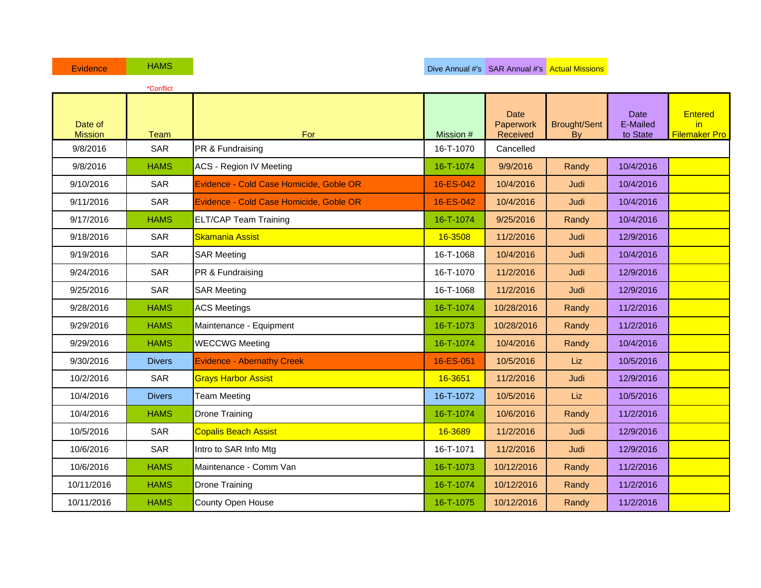Evidence | HAMS | Dive Annual #'s | SAR Annual #'s | Actual Missions

*Conflict

| Date of Mission | Team | For | Mission # | Date Paperwork Received | Brought/Sent By | Date E-Mailed to State | Entered in Filemaker Pro |
|---|---|---|---|---|---|---|---|
| 9/8/2016 | SAR | PR & Fundraising | 16-T-1070 | Cancelled | | | |
| 9/8/2016 | HAMS | ACS - Region IV Meeting | 16-T-1074 | 9/9/2016 | Randy | 10/4/2016 | |
| 9/10/2016 | SAR | Evidence - Cold Case Homicide, Goble OR | 16-ES-042 | 10/4/2016 | Judi | 10/4/2016 | |
| 9/11/2016 | SAR | Evidence - Cold Case Homicide, Goble OR | 16-ES-042 | 10/4/2016 | Judi | 10/4/2016 | |
| 9/17/2016 | HAMS | ELT/CAP Team Training | 16-T-1074 | 9/25/2016 | Randy | 10/4/2016 | |
| 9/18/2016 | SAR | Skamania Assist | 16-3508 | 11/2/2016 | Judi | 12/9/2016 | |
| 9/19/2016 | SAR | SAR Meeting | 16-T-1068 | 10/4/2016 | Judi | 10/4/2016 | |
| 9/24/2016 | SAR | PR & Fundraising | 16-T-1070 | 11/2/2016 | Judi | 12/9/2016 | |
| 9/25/2016 | SAR | SAR Meeting | 16-T-1068 | 11/2/2016 | Judi | 12/9/2016 | |
| 9/28/2016 | HAMS | ACS Meetings | 16-T-1074 | 10/28/2016 | Randy | 11/2/2016 | |
| 9/29/2016 | HAMS | Maintenance - Equipment | 16-T-1073 | 10/28/2016 | Randy | 11/2/2016 | |
| 9/29/2016 | HAMS | WECCWG Meeting | 16-T-1074 | 10/4/2016 | Randy | 10/4/2016 | |
| 9/30/2016 | Divers | Evidence - Abernathy Creek | 16-ES-051 | 10/5/2016 | Liz | 10/5/2016 | |
| 10/2/2016 | SAR | Grays Harbor Assist | 16-3651 | 11/2/2016 | Judi | 12/9/2016 | |
| 10/4/2016 | Divers | Team Meeting | 16-T-1072 | 10/5/2016 | Liz | 10/5/2016 | |
| 10/4/2016 | HAMS | Drone Training | 16-T-1074 | 10/6/2016 | Randy | 11/2/2016 | |
| 10/5/2016 | SAR | Copalis Beach Assist | 16-3689 | 11/2/2016 | Judi | 12/9/2016 | |
| 10/6/2016 | SAR | Intro to SAR Info Mtg | 16-T-1071 | 11/2/2016 | Judi | 12/9/2016 | |
| 10/6/2016 | HAMS | Maintenance - Comm Van | 16-T-1073 | 10/12/2016 | Randy | 11/2/2016 | |
| 10/11/2016 | HAMS | Drone Training | 16-T-1074 | 10/12/2016 | Randy | 11/2/2016 | |
| 10/11/2016 | HAMS | County Open House | 16-T-1075 | 10/12/2016 | Randy | 11/2/2016 | |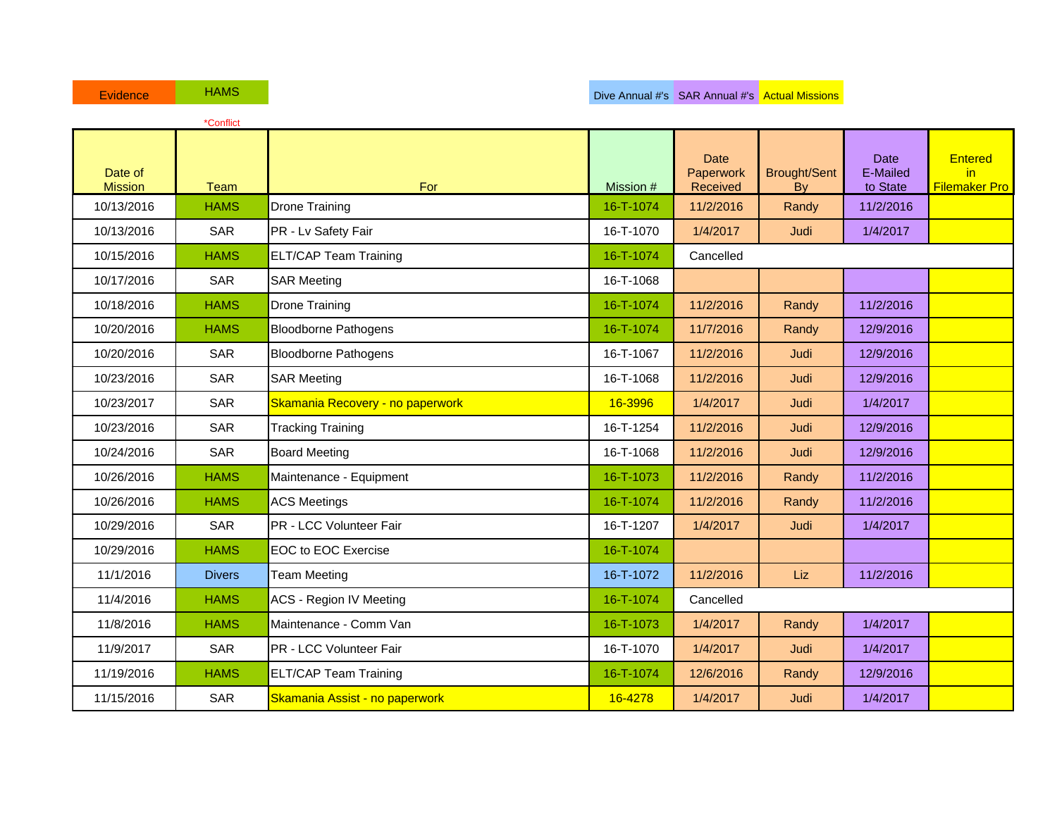Evidence | HAMS | Dive Annual #'s | SAR Annual #'s | Actual Missions

*Conflict

| Date of Mission | Team | For | Mission # | Date Paperwork Received | Brought/Sent By | Date E-Mailed to State | Entered in Filemaker Pro |
|---|---|---|---|---|---|---|---|
| 10/13/2016 | HAMS | Drone Training | 16-T-1074 | 11/2/2016 | Randy | 11/2/2016 | |
| 10/13/2016 | SAR | PR - Lv Safety Fair | 16-T-1070 | 1/4/2017 | Judi | 1/4/2017 | |
| 10/15/2016 | HAMS | ELT/CAP Team Training | 16-T-1074 | Cancelled | | | |
| 10/17/2016 | SAR | SAR Meeting | 16-T-1068 | | | | |
| 10/18/2016 | HAMS | Drone Training | 16-T-1074 | 11/2/2016 | Randy | 11/2/2016 | |
| 10/20/2016 | HAMS | Bloodborne Pathogens | 16-T-1074 | 11/7/2016 | Randy | 12/9/2016 | |
| 10/20/2016 | SAR | Bloodborne Pathogens | 16-T-1067 | 11/2/2016 | Judi | 12/9/2016 | |
| 10/23/2016 | SAR | SAR Meeting | 16-T-1068 | 11/2/2016 | Judi | 12/9/2016 | |
| 10/23/2017 | SAR | Skamania Recovery - no paperwork | 16-3996 | 1/4/2017 | Judi | 1/4/2017 | |
| 10/23/2016 | SAR | Tracking Training | 16-T-1254 | 11/2/2016 | Judi | 12/9/2016 | |
| 10/24/2016 | SAR | Board Meeting | 16-T-1068 | 11/2/2016 | Judi | 12/9/2016 | |
| 10/26/2016 | HAMS | Maintenance - Equipment | 16-T-1073 | 11/2/2016 | Randy | 11/2/2016 | |
| 10/26/2016 | HAMS | ACS Meetings | 16-T-1074 | 11/2/2016 | Randy | 11/2/2016 | |
| 10/29/2016 | SAR | PR - LCC Volunteer Fair | 16-T-1207 | 1/4/2017 | Judi | 1/4/2017 | |
| 10/29/2016 | HAMS | EOC to EOC Exercise | 16-T-1074 | | | | |
| 11/1/2016 | Divers | Team Meeting | 16-T-1072 | 11/2/2016 | Liz | 11/2/2016 | |
| 11/4/2016 | HAMS | ACS - Region IV Meeting | 16-T-1074 | Cancelled | | | |
| 11/8/2016 | HAMS | Maintenance - Comm Van | 16-T-1073 | 1/4/2017 | Randy | 1/4/2017 | |
| 11/9/2017 | SAR | PR - LCC Volunteer Fair | 16-T-1070 | 1/4/2017 | Judi | 1/4/2017 | |
| 11/19/2016 | HAMS | ELT/CAP Team Training | 16-T-1074 | 12/6/2016 | Randy | 12/9/2016 | |
| 11/15/2016 | SAR | Skamania Assist - no paperwork | 16-4278 | 1/4/2017 | Judi | 1/4/2017 | |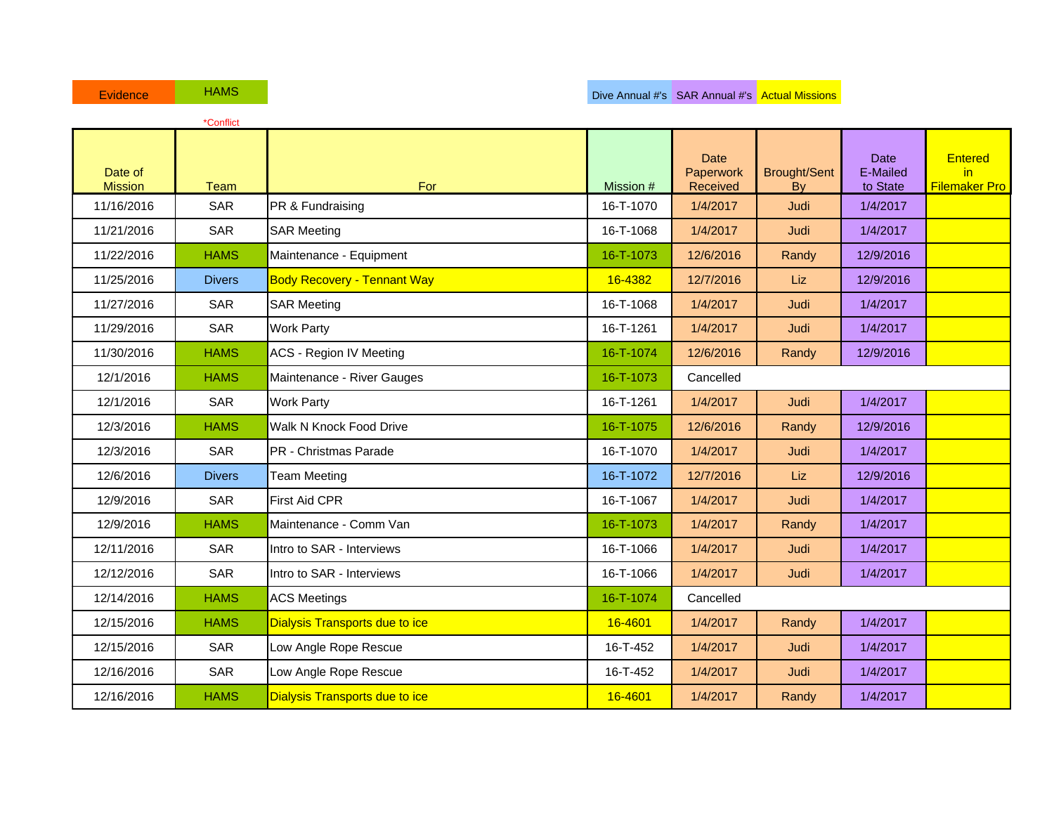Evidence | HAMS | Dive Annual #'s | SAR Annual #'s | Actual Missions

*Conflict

| Date of Mission | Team | For | Mission # | Date Paperwork Received | Brought/Sent By | Date E-Mailed to State | Entered in Filemaker Pro |
|---|---|---|---|---|---|---|---|
| 11/16/2016 | SAR | PR & Fundraising | 16-T-1070 | 1/4/2017 | Judi | 1/4/2017 | |
| 11/21/2016 | SAR | SAR Meeting | 16-T-1068 | 1/4/2017 | Judi | 1/4/2017 | |
| 11/22/2016 | HAMS | Maintenance - Equipment | 16-T-1073 | 12/6/2016 | Randy | 12/9/2016 | |
| 11/25/2016 | Divers | Body Recovery - Tennant Way | 16-4382 | 12/7/2016 | Liz | 12/9/2016 | |
| 11/27/2016 | SAR | SAR Meeting | 16-T-1068 | 1/4/2017 | Judi | 1/4/2017 | |
| 11/29/2016 | SAR | Work Party | 16-T-1261 | 1/4/2017 | Judi | 1/4/2017 | |
| 11/30/2016 | HAMS | ACS - Region IV Meeting | 16-T-1074 | 12/6/2016 | Randy | 12/9/2016 | |
| 12/1/2016 | HAMS | Maintenance - River Gauges | 16-T-1073 | Cancelled | | | |
| 12/1/2016 | SAR | Work Party | 16-T-1261 | 1/4/2017 | Judi | 1/4/2017 | |
| 12/3/2016 | HAMS | Walk N Knock Food Drive | 16-T-1075 | 12/6/2016 | Randy | 12/9/2016 | |
| 12/3/2016 | SAR | PR - Christmas Parade | 16-T-1070 | 1/4/2017 | Judi | 1/4/2017 | |
| 12/6/2016 | Divers | Team Meeting | 16-T-1072 | 12/7/2016 | Liz | 12/9/2016 | |
| 12/9/2016 | SAR | First Aid CPR | 16-T-1067 | 1/4/2017 | Judi | 1/4/2017 | |
| 12/9/2016 | HAMS | Maintenance - Comm Van | 16-T-1073 | 1/4/2017 | Randy | 1/4/2017 | |
| 12/11/2016 | SAR | Intro to SAR - Interviews | 16-T-1066 | 1/4/2017 | Judi | 1/4/2017 | |
| 12/12/2016 | SAR | Intro to SAR - Interviews | 16-T-1066 | 1/4/2017 | Judi | 1/4/2017 | |
| 12/14/2016 | HAMS | ACS Meetings | 16-T-1074 | Cancelled | | | |
| 12/15/2016 | HAMS | Dialysis Transports due to ice | 16-4601 | 1/4/2017 | Randy | 1/4/2017 | |
| 12/15/2016 | SAR | Low Angle Rope Rescue | 16-T-452 | 1/4/2017 | Judi | 1/4/2017 | |
| 12/16/2016 | SAR | Low Angle Rope Rescue | 16-T-452 | 1/4/2017 | Judi | 1/4/2017 | |
| 12/16/2016 | HAMS | Dialysis Transports due to ice | 16-4601 | 1/4/2017 | Randy | 1/4/2017 | |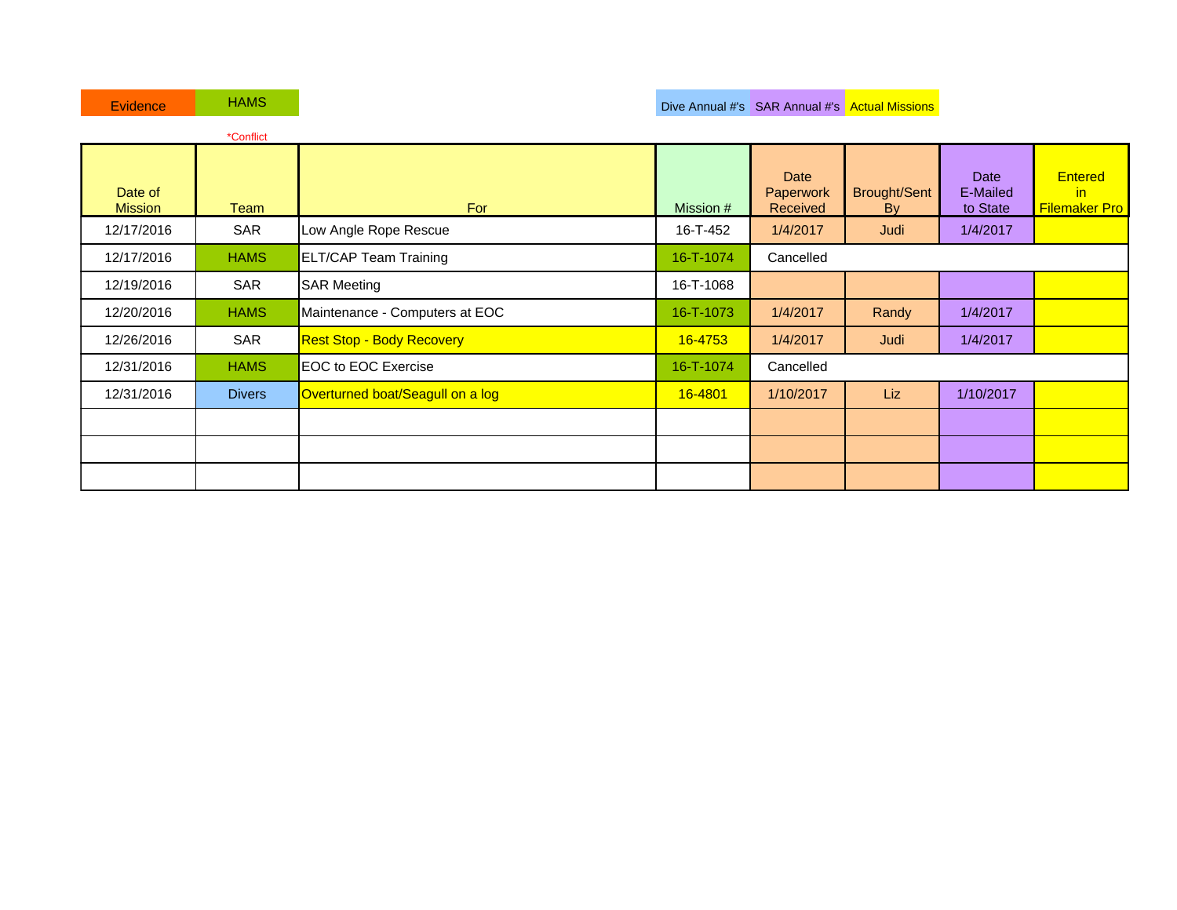Evidence | HAMS

*Conflict

Dive Annual #'s | SAR Annual #'s | Actual Missions

| Date of Mission | Team | For | Mission # | Date Paperwork Received | Brought/Sent By | Date E-Mailed to State | Entered in Filemaker Pro |
|---|---|---|---|---|---|---|---|
| 12/17/2016 | SAR | Low Angle Rope Rescue | 16-T-452 | 1/4/2017 | Judi | 1/4/2017 | |
| 12/17/2016 | HAMS | ELT/CAP Team Training | 16-T-1074 | Cancelled | | | |
| 12/19/2016 | SAR | SAR Meeting | 16-T-1068 | | | | |
| 12/20/2016 | HAMS | Maintenance - Computers at EOC | 16-T-1073 | 1/4/2017 | Randy | 1/4/2017 | |
| 12/26/2016 | SAR | Rest Stop - Body Recovery | 16-4753 | 1/4/2017 | Judi | 1/4/2017 | |
| 12/31/2016 | HAMS | EOC to EOC Exercise | 16-T-1074 | Cancelled | | | |
| 12/31/2016 | Divers | Overturned boat/Seagull on a log | 16-4801 | 1/10/2017 | Liz | 1/10/2017 | |
| | | | | | | | |
| | | | | | | | |
| | | | | | | | |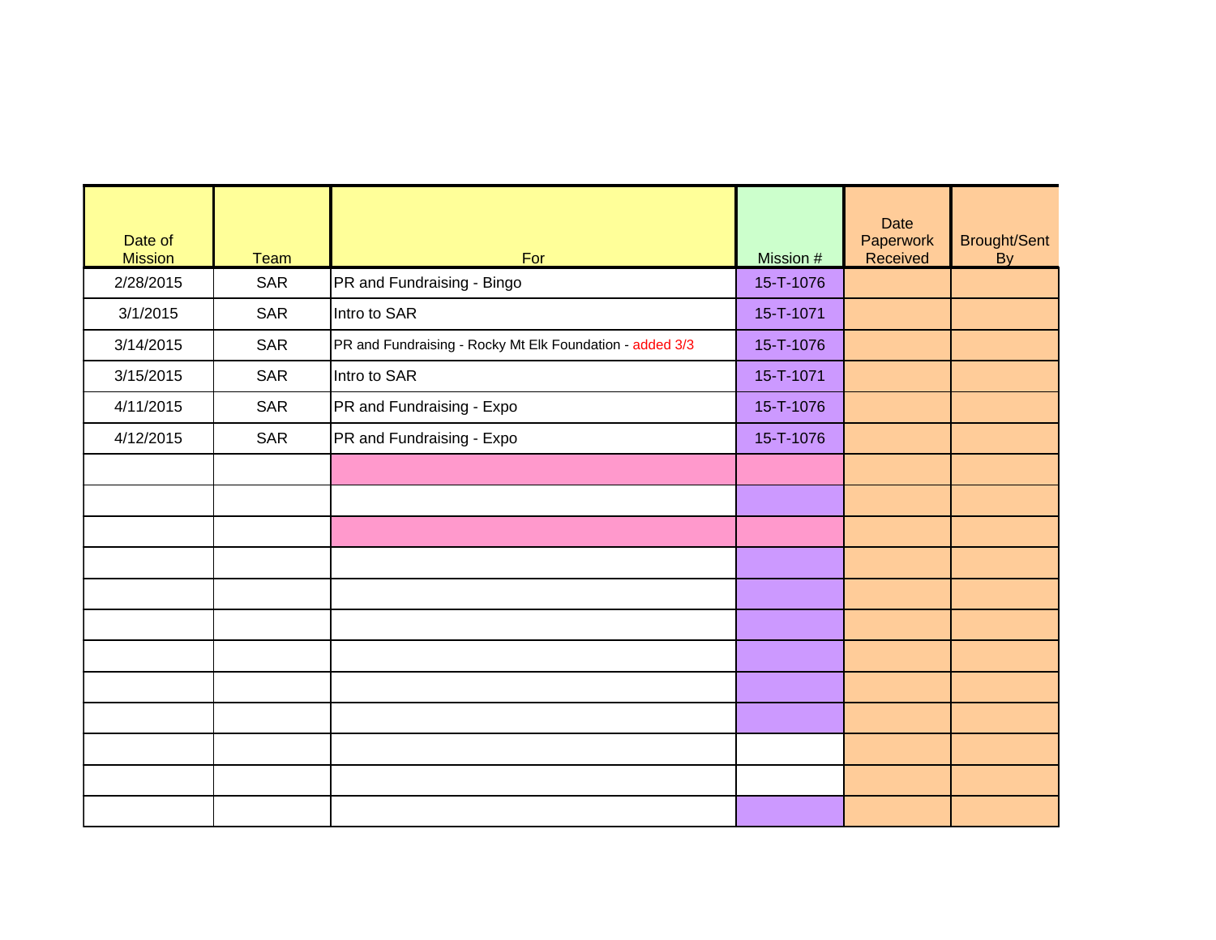| Date of Mission | Team | For | Mission # | Date Paperwork Received | Brought/Sent By |
|---|---|---|---|---|---|
| 2/28/2015 | SAR | PR and Fundraising - Bingo | 15-T-1076 | | |
| 3/1/2015 | SAR | Intro to SAR | 15-T-1071 | | |
| 3/14/2015 | SAR | PR and Fundraising - Rocky Mt Elk Foundation - added 3/3 | 15-T-1076 | | |
| 3/15/2015 | SAR | Intro to SAR | 15-T-1071 | | |
| 4/11/2015 | SAR | PR and Fundraising - Expo | 15-T-1076 | | |
| 4/12/2015 | SAR | PR and Fundraising - Expo | 15-T-1076 | | |
| | | | | | |
| | | | | | |
| | | | | | |
| | | | | | |
| | | | | | |
| | | | | | |
| | | | | | |
| | | | | | |
| | | | | | |
| | | | | | |
| | | | | | |
| | | | | | |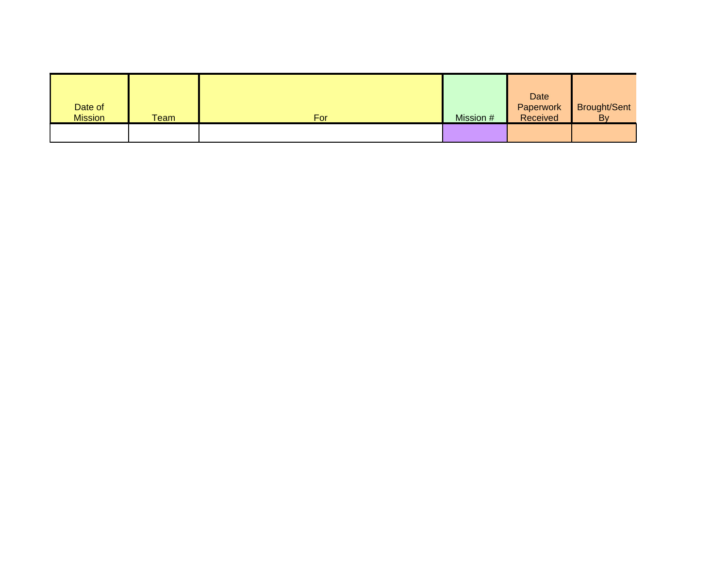| Date of Mission | Team | For | Mission # | Date Paperwork Received | Brought/Sent By |
|---|---|---|---|---|---|
| | | | | | |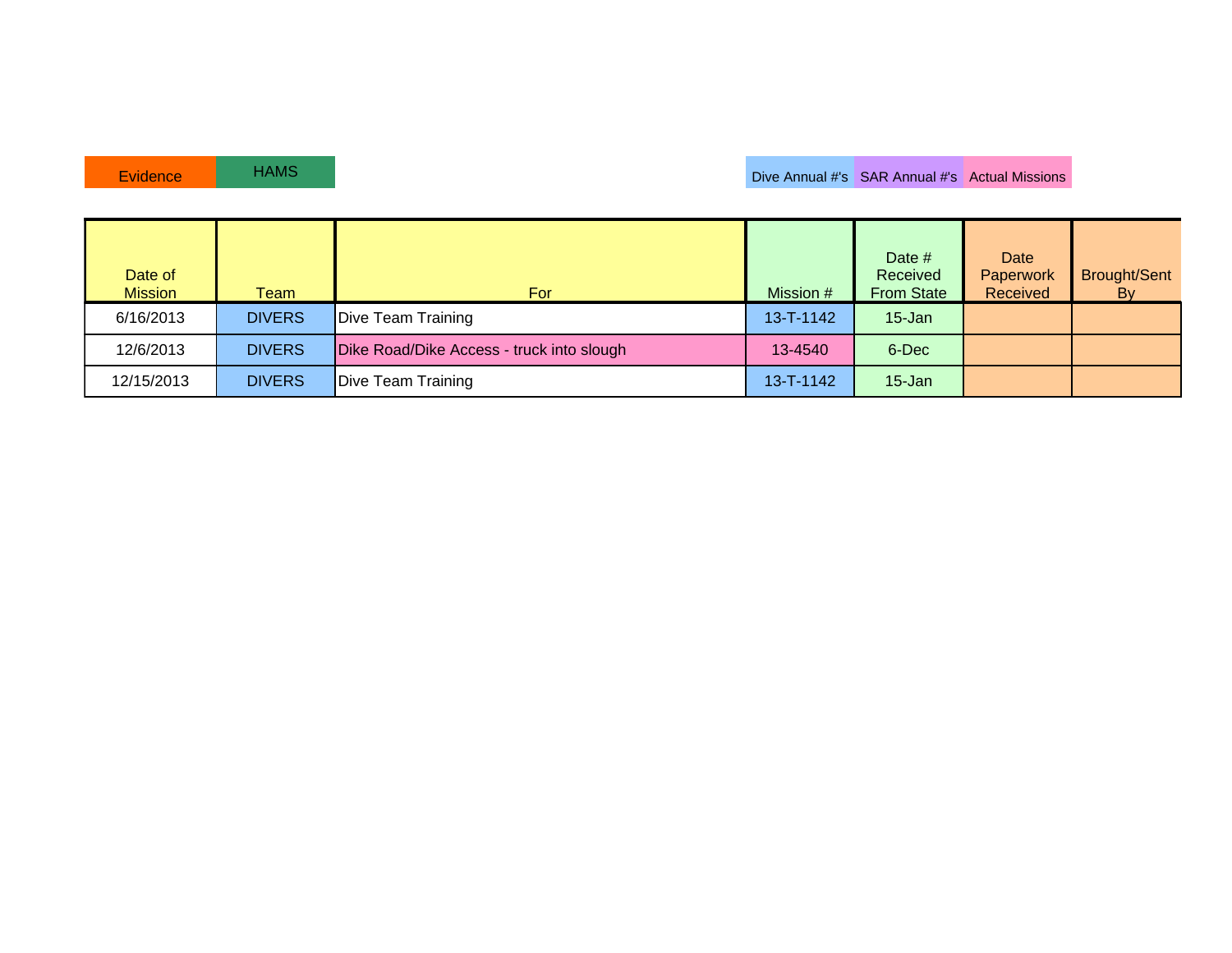| Evidence | HAMS | | Dive Annual #'s | SAR Annual #'s | Actual Missions |
|---|---|---|---|---|---|

| Date of Mission | Team | For | Mission # | Date # Received From State | Date Paperwork Received | Brought/Sent By |
|---|---|---|---|---|---|---|
| 6/16/2013 | DIVERS | Dive Team Training | 13-T-1142 | 15-Jan | | |
| 12/6/2013 | DIVERS | Dike Road/Dike Access - truck into slough | 13-4540 | 6-Dec | | |
| 12/15/2013 | DIVERS | Dive Team Training | 13-T-1142 | 15-Jan | | |